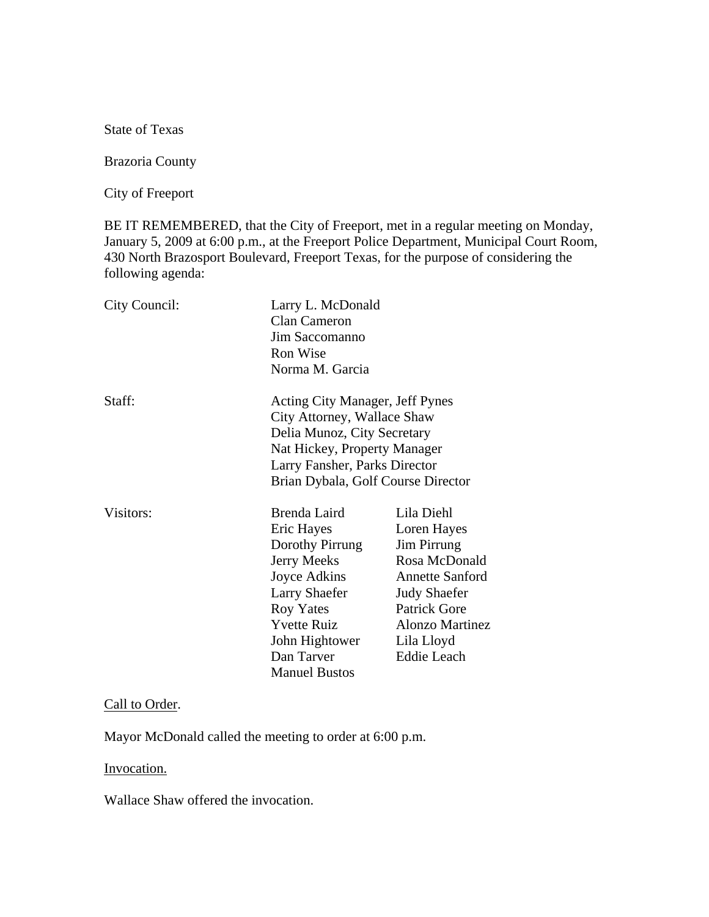State of Texas

Brazoria County

City of Freeport

BE IT REMEMBERED, that the City of Freeport, met in a regular meeting on Monday, January 5, 2009 at 6:00 p.m., at the Freeport Police Department, Municipal Court Room, 430 North Brazosport Boulevard, Freeport Texas, for the purpose of considering the following agenda:

| | | |
|---|---|---|
| City Council: | Larry L. McDonald | |
| | Clan Cameron | |
| | Jim Saccomanno | |
| | Ron Wise | |
| | Norma M. Garcia | |
| Staff: | Acting City Manager, Jeff Pynes | |
| | City Attorney, Wallace Shaw | |
| | Delia Munoz, City Secretary | |
| | Nat Hickey, Property Manager | |
| | Larry Fansher, Parks Director | |
| | Brian Dybala, Golf Course Director | |
| Visitors: | Brenda Laird | Lila Diehl |
| | Eric Hayes | Loren Hayes |
| | Dorothy Pirrung | Jim Pirrung |
| | Jerry Meeks | Rosa McDonald |
| | Joyce Adkins | Annette Sanford |
| | Larry Shaefer | Judy Shaefer |
| | Roy Yates | Patrick Gore |
| | Yvette Ruiz | Alonzo Martinez |
| | John Hightower | Lila Lloyd |
| | Dan Tarver | Eddie Leach |
| | Manuel Bustos | |

Call to Order.

Mayor McDonald called the meeting to order at 6:00 p.m.

Invocation.

Wallace Shaw offered the invocation.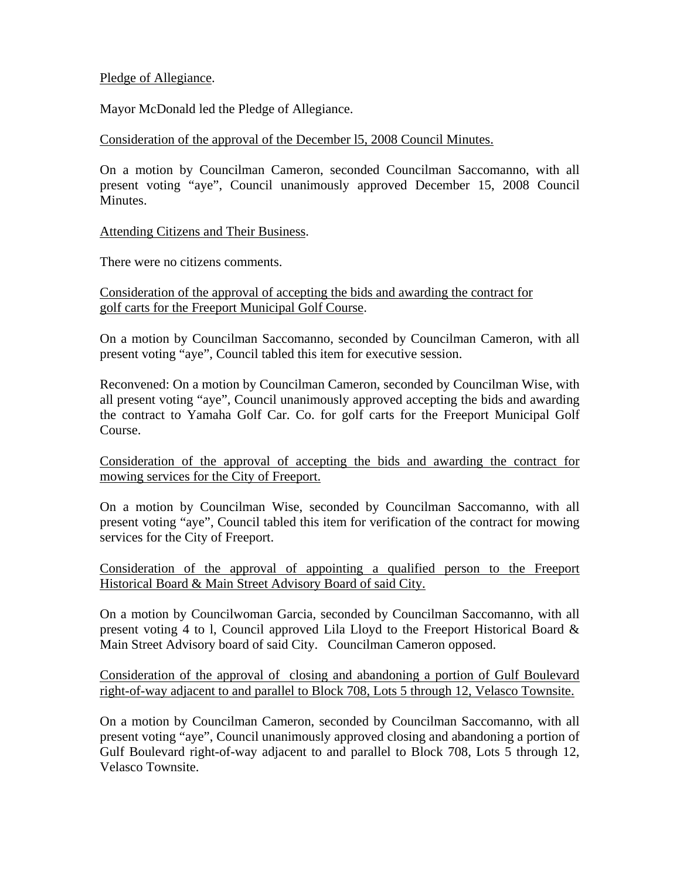Pledge of Allegiance.

Mayor McDonald led the Pledge of Allegiance.

Consideration of the approval of the December l5, 2008 Council Minutes.

On a motion by Councilman Cameron, seconded Councilman Saccomanno, with all present voting "aye", Council unanimously approved December 15, 2008 Council Minutes.

Attending Citizens and Their Business.

There were no citizens comments.

Consideration of the approval of accepting the bids and awarding the contract for golf carts for the Freeport Municipal Golf Course.

On a motion by Councilman Saccomanno, seconded by Councilman Cameron, with all present voting "aye", Council tabled this item for executive session.

Reconvened: On a motion by Councilman Cameron, seconded by Councilman Wise, with all present voting "aye", Council unanimously approved accepting the bids and awarding the contract to Yamaha Golf Car. Co. for golf carts for the Freeport Municipal Golf Course.

Consideration of the approval of accepting the bids and awarding the contract for mowing services for the City of Freeport.

On a motion by Councilman Wise, seconded by Councilman Saccomanno, with all present voting "aye", Council tabled this item for verification of the contract for mowing services for the City of Freeport.

Consideration of the approval of appointing a qualified person to the Freeport Historical Board & Main Street Advisory Board of said City.

On a motion by Councilwoman Garcia, seconded by Councilman Saccomanno, with all present voting 4 to l, Council approved Lila Lloyd to the Freeport Historical Board & Main Street Advisory board of said City. Councilman Cameron opposed.

Consideration of the approval of closing and abandoning a portion of Gulf Boulevard right-of-way adjacent to and parallel to Block 708, Lots 5 through 12, Velasco Townsite.

On a motion by Councilman Cameron, seconded by Councilman Saccomanno, with all present voting "aye", Council unanimously approved closing and abandoning a portion of Gulf Boulevard right-of-way adjacent to and parallel to Block 708, Lots 5 through 12, Velasco Townsite.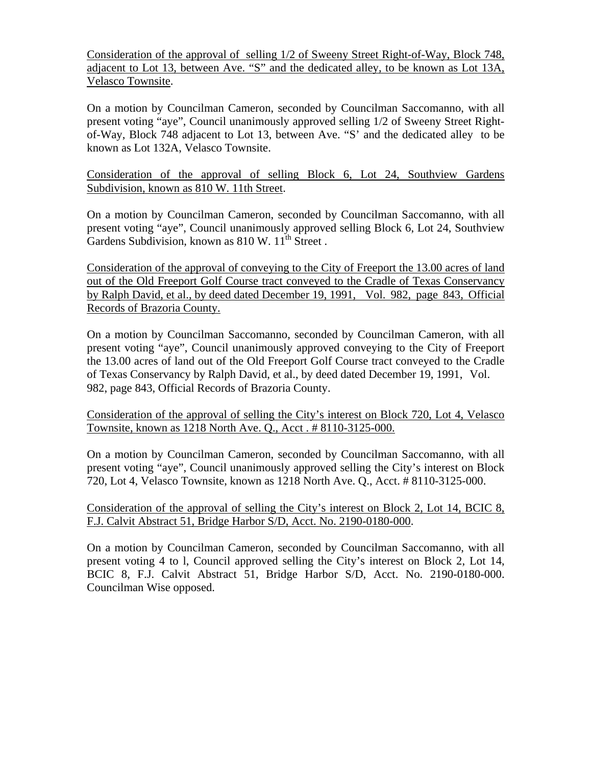<u>Consideration of the approval of selling 1/2 of Sweeny Street Right-of-Way, Block 748, adjacent to Lot 13, between Ave. "S" and the dedicated alley, to be known as Lot 13A, Velasco Townsite</u>.

On a motion by Councilman Cameron, seconded by Councilman Saccomanno, with all present voting "aye", Council unanimously approved selling 1/2 of Sweeny Street Right-of-Way, Block 748 adjacent to Lot 13, between Ave. "S' and the dedicated alley to be known as Lot 132A, Velasco Townsite.

<u>Consideration of the approval of selling Block 6, Lot 24, Southview Gardens Subdivision, known as 810 W. 11th Street</u>.

On a motion by Councilman Cameron, seconded by Councilman Saccomanno, with all present voting "aye", Council unanimously approved selling Block 6, Lot 24, Southview Gardens Subdivision, known as 810 W. 11th Street .

<u>Consideration of the approval of conveying to the City of Freeport the 13.00 acres of land out of the Old Freeport Golf Course tract conveyed to the Cradle of Texas Conservancy by Ralph David, et al., by deed dated December 19, 1991, Vol. 982, page 843, Official Records of Brazoria County.</u>

On a motion by Councilman Saccomanno, seconded by Councilman Cameron, with all present voting "aye", Council unanimously approved conveying to the City of Freeport the 13.00 acres of land out of the Old Freeport Golf Course tract conveyed to the Cradle of Texas Conservancy by Ralph David, et al., by deed dated December 19, 1991, Vol. 982, page 843, Official Records of Brazoria County.

<u>Consideration of the approval of selling the City's interest on Block 720, Lot 4, Velasco Townsite, known as 1218 North Ave. Q., Acct . # 8110-3125-000.</u>

On a motion by Councilman Cameron, seconded by Councilman Saccomanno, with all present voting "aye", Council unanimously approved selling the City's interest on Block 720, Lot 4, Velasco Townsite, known as 1218 North Ave. Q., Acct. # 8110-3125-000.

<u>Consideration of the approval of selling the City's interest on Block 2, Lot 14, BCIC 8, F.J. Calvit Abstract 51, Bridge Harbor S/D, Acct. No. 2190-0180-000</u>.

On a motion by Councilman Cameron, seconded by Councilman Saccomanno, with all present voting 4 to l, Council approved selling the City's interest on Block 2, Lot 14, BCIC 8, F.J. Calvit Abstract 51, Bridge Harbor S/D, Acct. No. 2190-0180-000. Councilman Wise opposed.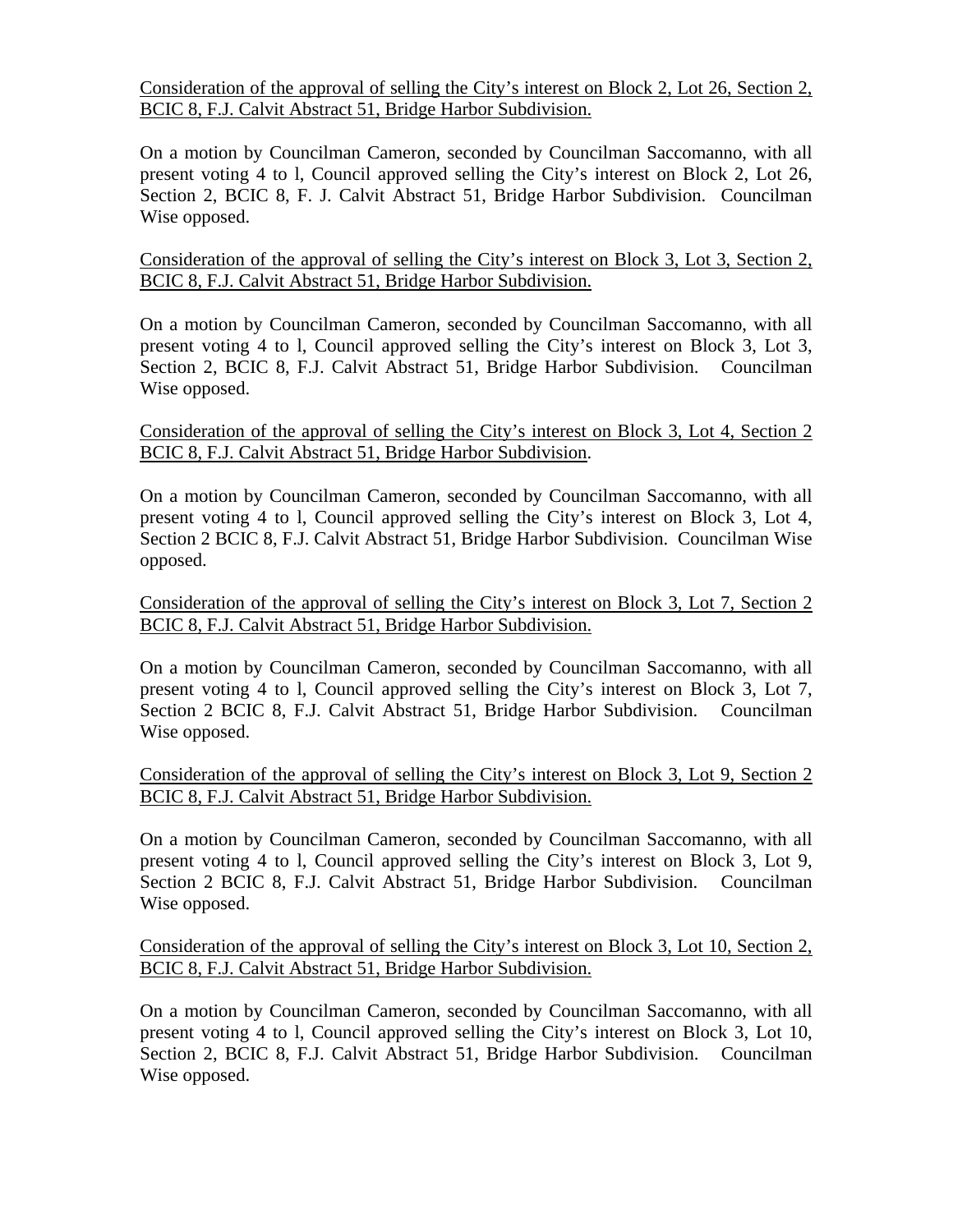<u>Consideration of the approval of selling the City's interest on Block 2, Lot 26, Section 2, BCIC 8, F.J. Calvit Abstract 51, Bridge Harbor Subdivision.</u>

On a motion by Councilman Cameron, seconded by Councilman Saccomanno, with all present voting 4 to l, Council approved selling the City's interest on Block 2, Lot 26, Section 2, BCIC 8, F. J. Calvit Abstract 51, Bridge Harbor Subdivision. Councilman Wise opposed.

<u>Consideration of the approval of selling the City's interest on Block 3, Lot 3, Section 2, BCIC 8, F.J. Calvit Abstract 51, Bridge Harbor Subdivision.</u>

On a motion by Councilman Cameron, seconded by Councilman Saccomanno, with all present voting 4 to l, Council approved selling the City's interest on Block 3, Lot 3, Section 2, BCIC 8, F.J. Calvit Abstract 51, Bridge Harbor Subdivision. Councilman Wise opposed.

<u>Consideration of the approval of selling the City's interest on Block 3, Lot 4, Section 2 BCIC 8, F.J. Calvit Abstract 51, Bridge Harbor Subdivision</u>.

On a motion by Councilman Cameron, seconded by Councilman Saccomanno, with all present voting 4 to l, Council approved selling the City's interest on Block 3, Lot 4, Section 2 BCIC 8, F.J. Calvit Abstract 51, Bridge Harbor Subdivision. Councilman Wise opposed.

<u>Consideration of the approval of selling the City's interest on Block 3, Lot 7, Section 2 BCIC 8, F.J. Calvit Abstract 51, Bridge Harbor Subdivision.</u>

On a motion by Councilman Cameron, seconded by Councilman Saccomanno, with all present voting 4 to l, Council approved selling the City's interest on Block 3, Lot 7, Section 2 BCIC 8, F.J. Calvit Abstract 51, Bridge Harbor Subdivision. Councilman Wise opposed.

<u>Consideration of the approval of selling the City's interest on Block 3, Lot 9, Section 2 BCIC 8, F.J. Calvit Abstract 51, Bridge Harbor Subdivision.</u>

On a motion by Councilman Cameron, seconded by Councilman Saccomanno, with all present voting 4 to l, Council approved selling the City's interest on Block 3, Lot 9, Section 2 BCIC 8, F.J. Calvit Abstract 51, Bridge Harbor Subdivision. Councilman Wise opposed.

<u>Consideration of the approval of selling the City's interest on Block 3, Lot 10, Section 2, BCIC 8, F.J. Calvit Abstract 51, Bridge Harbor Subdivision.</u>

On a motion by Councilman Cameron, seconded by Councilman Saccomanno, with all present voting 4 to l, Council approved selling the City's interest on Block 3, Lot 10, Section 2, BCIC 8, F.J. Calvit Abstract 51, Bridge Harbor Subdivision. Councilman Wise opposed.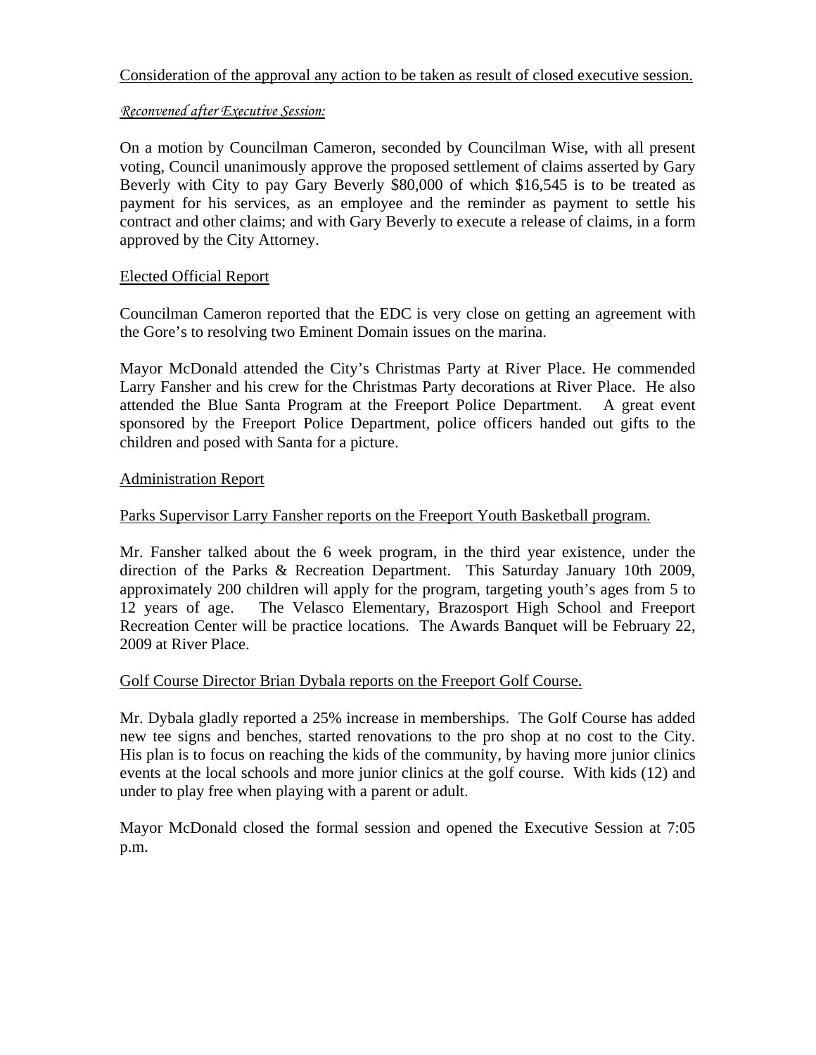Consideration of the approval any action to be taken as result of closed executive session.

*Reconvened after Executive Session:*

On a motion by Councilman Cameron, seconded by Councilman Wise, with all present voting, Council unanimously approve the proposed settlement of claims asserted by Gary Beverly with City to pay Gary Beverly $80,000 of which $16,545 is to be treated as payment for his services, as an employee and the reminder as payment to settle his contract and other claims; and with Gary Beverly to execute a release of claims, in a form approved by the City Attorney.

Elected Official Report

Councilman Cameron reported that the EDC is very close on getting an agreement with the Gore's to resolving two Eminent Domain issues on the marina.

Mayor McDonald attended the City's Christmas Party at River Place. He commended Larry Fansher and his crew for the Christmas Party decorations at River Place. He also attended the Blue Santa Program at the Freeport Police Department. A great event sponsored by the Freeport Police Department, police officers handed out gifts to the children and posed with Santa for a picture.

Administration Report

Parks Supervisor Larry Fansher reports on the Freeport Youth Basketball program.

Mr. Fansher talked about the 6 week program, in the third year existence, under the direction of the Parks & Recreation Department. This Saturday January 10th 2009, approximately 200 children will apply for the program, targeting youth's ages from 5 to 12 years of age. The Velasco Elementary, Brazosport High School and Freeport Recreation Center will be practice locations. The Awards Banquet will be February 22, 2009 at River Place.

Golf Course Director Brian Dybala reports on the Freeport Golf Course.

Mr. Dybala gladly reported a 25% increase in memberships. The Golf Course has added new tee signs and benches, started renovations to the pro shop at no cost to the City. His plan is to focus on reaching the kids of the community, by having more junior clinics events at the local schools and more junior clinics at the golf course. With kids (12) and under to play free when playing with a parent or adult.

Mayor McDonald closed the formal session and opened the Executive Session at 7:05 p.m.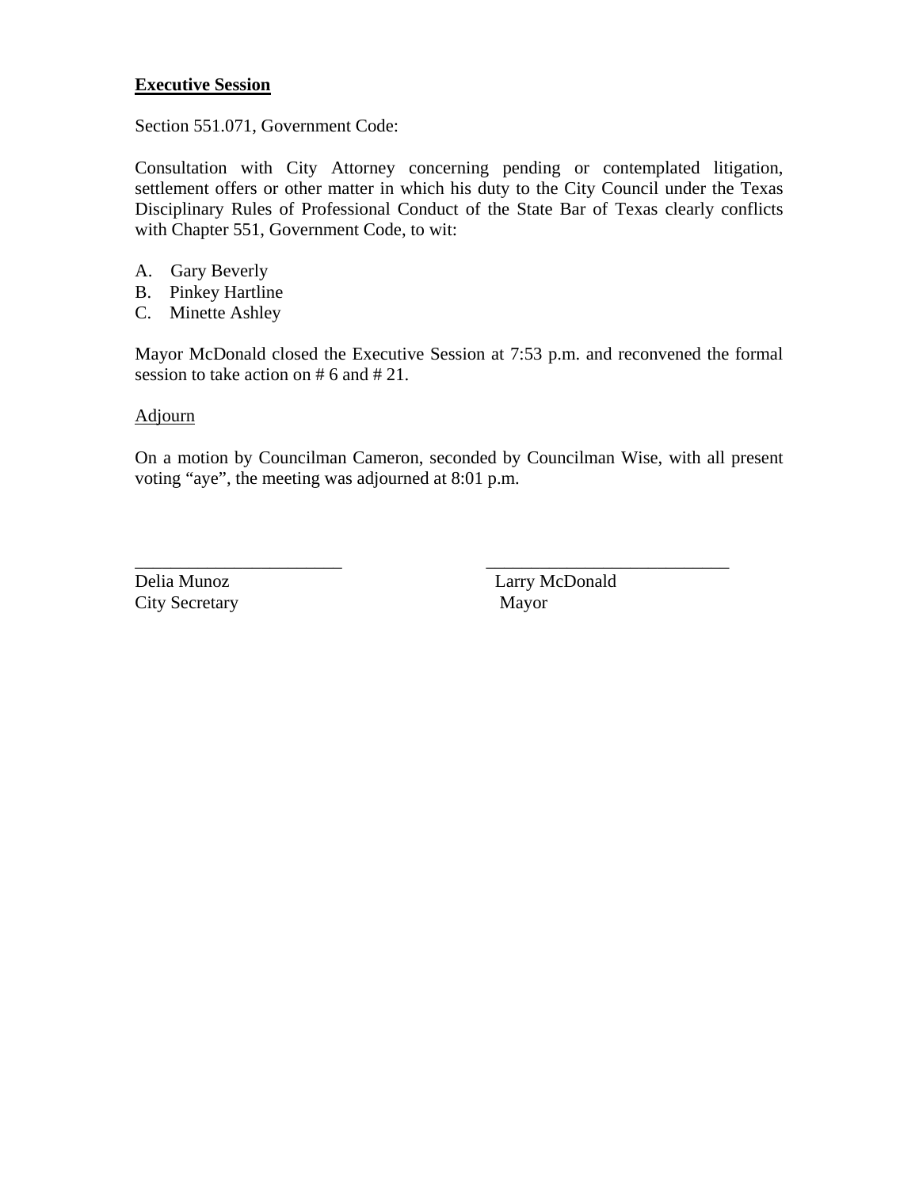**Executive Session**

Section 551.071, Government Code:

Consultation with City Attorney concerning pending or contemplated litigation, settlement offers or other matter in which his duty to the City Council under the Texas Disciplinary Rules of Professional Conduct of the State Bar of Texas clearly conflicts with Chapter 551, Government Code, to wit:

A. Gary Beverly
B. Pinkey Hartline
C. Minette Ashley

Mayor McDonald closed the Executive Session at 7:53 p.m. and reconvened the formal session to take action on # 6 and # 21.

Adjourn

On a motion by Councilman Cameron, seconded by Councilman Wise, with all present voting "aye", the meeting was adjourned at 8:01 p.m.

| | |
|---|---|
| _______________________ | ___________________________ |
| Delia Munoz | Larry McDonald |
| City Secretary | Mayor |